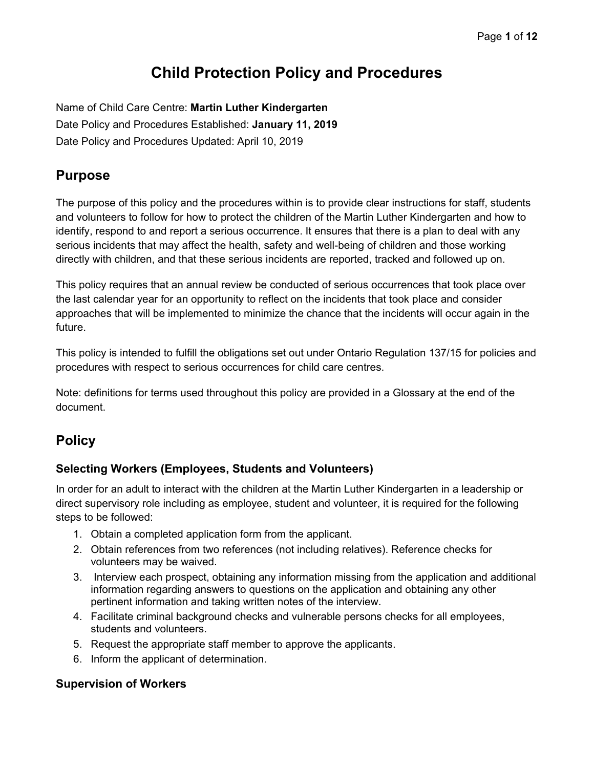# Child Protection Policy and Procedures

Name of Child Care Centre: **Martin Luther Kindergarten**
Date Policy and Procedures Established: **January 11, 2019**
Date Policy and Procedures Updated: April 10, 2019

## Purpose

The purpose of this policy and the procedures within is to provide clear instructions for staff, students and volunteers to follow for how to protect the children of the Martin Luther Kindergarten and how to identify, respond to and report a serious occurrence. It ensures that there is a plan to deal with any serious incidents that may affect the health, safety and well-being of children and those working directly with children, and that these serious incidents are reported, tracked and followed up on.

This policy requires that an annual review be conducted of serious occurrences that took place over the last calendar year for an opportunity to reflect on the incidents that took place and consider approaches that will be implemented to minimize the chance that the incidents will occur again in the future.

This policy is intended to fulfill the obligations set out under Ontario Regulation 137/15 for policies and procedures with respect to serious occurrences for child care centres.

Note: definitions for terms used throughout this policy are provided in a Glossary at the end of the document.

## Policy

### Selecting Workers (Employees, Students and Volunteers)

In order for an adult to interact with the children at the Martin Luther Kindergarten in a leadership or direct supervisory role including as employee, student and volunteer, it is required for the following steps to be followed:

1. Obtain a completed application form from the applicant.
2. Obtain references from two references (not including relatives). Reference checks for volunteers may be waived.
3. Interview each prospect, obtaining any information missing from the application and additional information regarding answers to questions on the application and obtaining any other pertinent information and taking written notes of the interview.
4. Facilitate criminal background checks and vulnerable persons checks for all employees, students and volunteers.
5. Request the appropriate staff member to approve the applicants.
6. Inform the applicant of determination.

### Supervision of Workers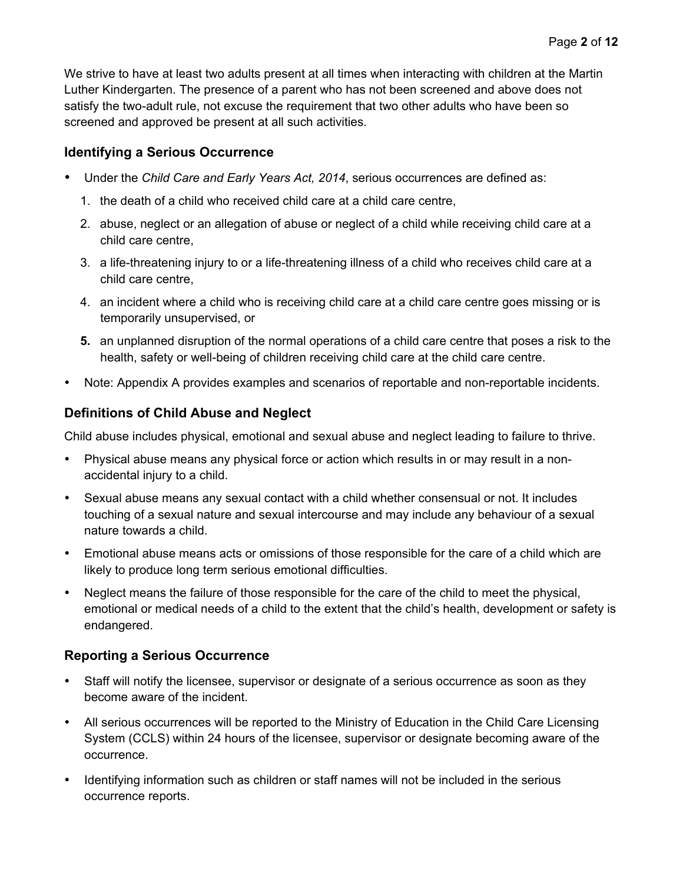We strive to have at least two adults present at all times when interacting with children at the Martin Luther Kindergarten. The presence of a parent who has not been screened and above does not satisfy the two-adult rule, not excuse the requirement that two other adults who have been so screened and approved be present at all such activities.

### Identifying a Serious Occurrence

- Under the *Child Care and Early Years Act, 2014*, serious occurrences are defined as:
  1. the death of a child who received child care at a child care centre,
  2. abuse, neglect or an allegation of abuse or neglect of a child while receiving child care at a child care centre,
  3. a life-threatening injury to or a life-threatening illness of a child who receives child care at a child care centre,
  4. an incident where a child who is receiving child care at a child care centre goes missing or is temporarily unsupervised, or
  5. an unplanned disruption of the normal operations of a child care centre that poses a risk to the health, safety or well-being of children receiving child care at the child care centre.
- Note: Appendix A provides examples and scenarios of reportable and non-reportable incidents.

### Definitions of Child Abuse and Neglect

Child abuse includes physical, emotional and sexual abuse and neglect leading to failure to thrive.

- Physical abuse means any physical force or action which results in or may result in a non-accidental injury to a child.
- Sexual abuse means any sexual contact with a child whether consensual or not. It includes touching of a sexual nature and sexual intercourse and may include any behaviour of a sexual nature towards a child.
- Emotional abuse means acts or omissions of those responsible for the care of a child which are likely to produce long term serious emotional difficulties.
- Neglect means the failure of those responsible for the care of the child to meet the physical, emotional or medical needs of a child to the extent that the child's health, development or safety is endangered.

### Reporting a Serious Occurrence

- Staff will notify the licensee, supervisor or designate of a serious occurrence as soon as they become aware of the incident.
- All serious occurrences will be reported to the Ministry of Education in the Child Care Licensing System (CCLS) within 24 hours of the licensee, supervisor or designate becoming aware of the occurrence.
- Identifying information such as children or staff names will not be included in the serious occurrence reports.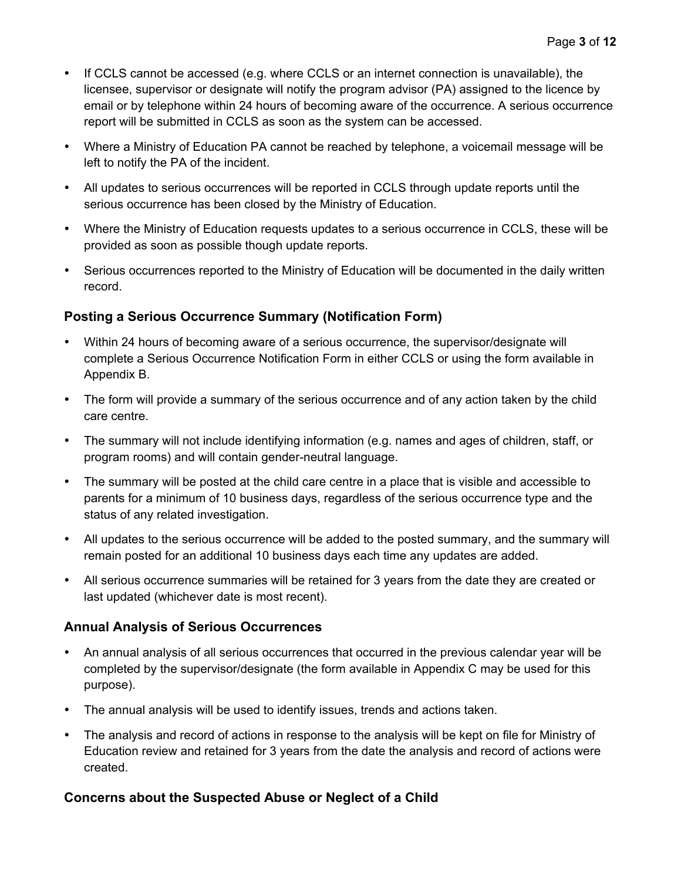- If CCLS cannot be accessed (e.g. where CCLS or an internet connection is unavailable), the licensee, supervisor or designate will notify the program advisor (PA) assigned to the licence by email or by telephone within 24 hours of becoming aware of the occurrence. A serious occurrence report will be submitted in CCLS as soon as the system can be accessed.
- Where a Ministry of Education PA cannot be reached by telephone, a voicemail message will be left to notify the PA of the incident.
- All updates to serious occurrences will be reported in CCLS through update reports until the serious occurrence has been closed by the Ministry of Education.
- Where the Ministry of Education requests updates to a serious occurrence in CCLS, these will be provided as soon as possible though update reports.
- Serious occurrences reported to the Ministry of Education will be documented in the daily written record.

### Posting a Serious Occurrence Summary (Notification Form)

- Within 24 hours of becoming aware of a serious occurrence, the supervisor/designate will complete a Serious Occurrence Notification Form in either CCLS or using the form available in Appendix B.
- The form will provide a summary of the serious occurrence and of any action taken by the child care centre.
- The summary will not include identifying information (e.g. names and ages of children, staff, or program rooms) and will contain gender-neutral language.
- The summary will be posted at the child care centre in a place that is visible and accessible to parents for a minimum of 10 business days, regardless of the serious occurrence type and the status of any related investigation.
- All updates to the serious occurrence will be added to the posted summary, and the summary will remain posted for an additional 10 business days each time any updates are added.
- All serious occurrence summaries will be retained for 3 years from the date they are created or last updated (whichever date is most recent).

### Annual Analysis of Serious Occurrences

- An annual analysis of all serious occurrences that occurred in the previous calendar year will be completed by the supervisor/designate (the form available in Appendix C may be used for this purpose).
- The annual analysis will be used to identify issues, trends and actions taken.
- The analysis and record of actions in response to the analysis will be kept on file for Ministry of Education review and retained for 3 years from the date the analysis and record of actions were created.

### Concerns about the Suspected Abuse or Neglect of a Child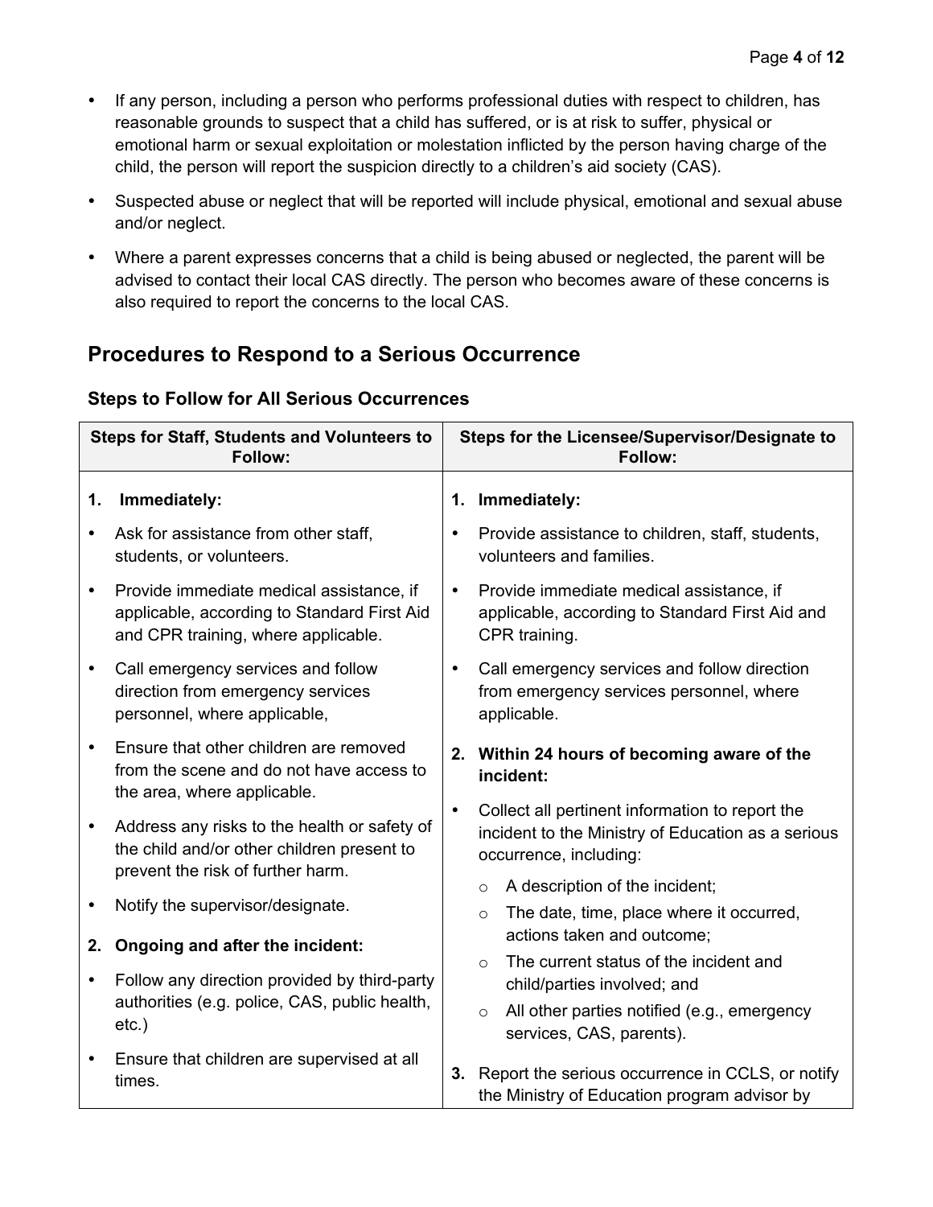- If any person, including a person who performs professional duties with respect to children, has reasonable grounds to suspect that a child has suffered, or is at risk to suffer, physical or emotional harm or sexual exploitation or molestation inflicted by the person having charge of the child, the person will report the suspicion directly to a children's aid society (CAS).
- Suspected abuse or neglect that will be reported will include physical, emotional and sexual abuse and/or neglect.
- Where a parent expresses concerns that a child is being abused or neglected, the parent will be advised to contact their local CAS directly. The person who becomes aware of these concerns is also required to report the concerns to the local CAS.

## Procedures to Respond to a Serious Occurrence

### Steps to Follow for All Serious Occurrences

| Steps for Staff, Students and Volunteers to Follow: | Steps for the Licensee/Supervisor/Designate to Follow: |
|---|---|
| **1. Immediately:**<br>• Ask for assistance from other staff, students, or volunteers.<br>• Provide immediate medical assistance, if applicable, according to Standard First Aid and CPR training, where applicable.<br>• Call emergency services and follow direction from emergency services personnel, where applicable,<br>• Ensure that other children are removed from the scene and do not have access to the area, where applicable.<br>• Address any risks to the health or safety of the child and/or other children present to prevent the risk of further harm.<br>• Notify the supervisor/designate.<br>**2. Ongoing and after the incident:**<br>• Follow any direction provided by third-party authorities (e.g. police, CAS, public health, etc.)<br>• Ensure that children are supervised at all times. | **1. Immediately:**<br>• Provide assistance to children, staff, students, volunteers and families.<br>• Provide immediate medical assistance, if applicable, according to Standard First Aid and CPR training.<br>• Call emergency services and follow direction from emergency services personnel, where applicable.<br>**2. Within 24 hours of becoming aware of the incident:**<br>• Collect all pertinent information to report the incident to the Ministry of Education as a serious occurrence, including:<br>  ○ A description of the incident;<br>  ○ The date, time, place where it occurred, actions taken and outcome;<br>  ○ The current status of the incident and child/parties involved; and<br>  ○ All other parties notified (e.g., emergency services, CAS, parents).<br>**3.** Report the serious occurrence in CCLS, or notify the Ministry of Education program advisor by |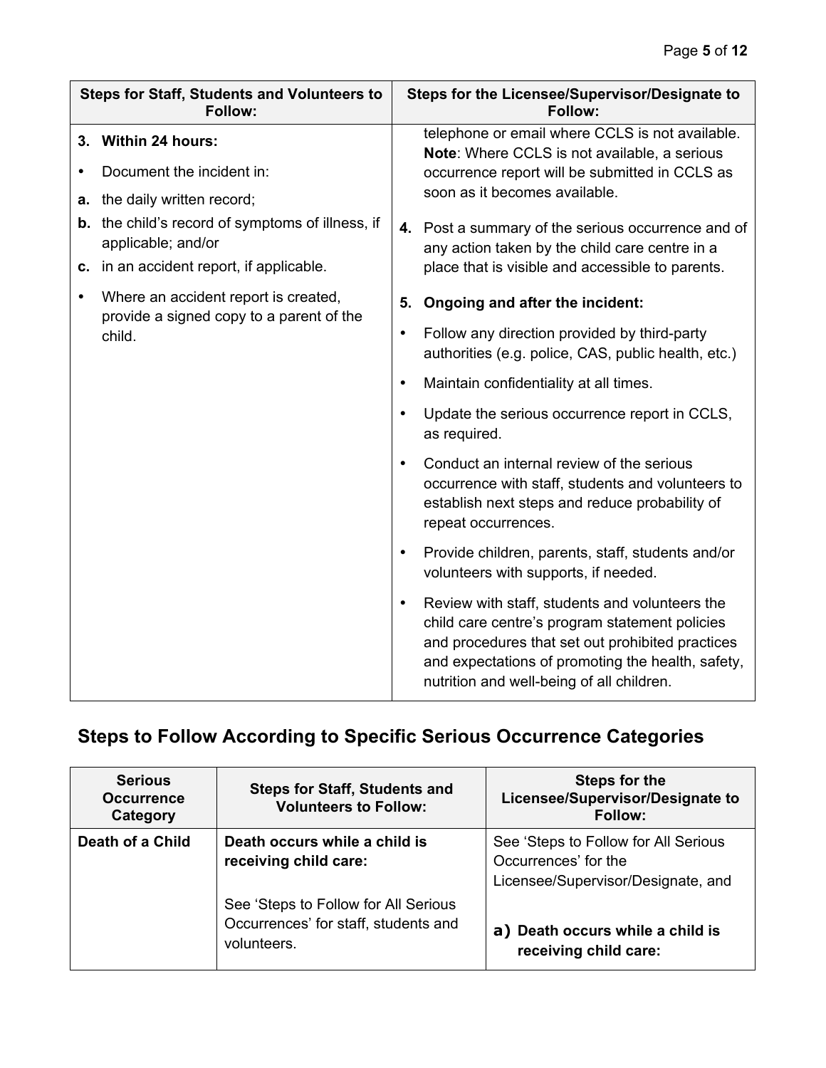| Steps for Staff, Students and Volunteers to Follow: | Steps for the Licensee/Supervisor/Designate to Follow: |
|---|---|
| **3. Within 24 hours:**<br>• Document the incident in:<br>**a.** the daily written record;<br>**b.** the child's record of symptoms of illness, if applicable; and/or<br>**c.** in an accident report, if applicable.<br>• Where an accident report is created, provide a signed copy to a parent of the child. | telephone or email where CCLS is not available. **Note**: Where CCLS is not available, a serious occurrence report will be submitted in CCLS as soon as it becomes available.<br>**4.** Post a summary of the serious occurrence and of any action taken by the child care centre in a place that is visible and accessible to parents.<br>**5. Ongoing and after the incident:**<br>• Follow any direction provided by third-party authorities (e.g. police, CAS, public health, etc.)<br>• Maintain confidentiality at all times.<br>• Update the serious occurrence report in CCLS, as required.<br>• Conduct an internal review of the serious occurrence with staff, students and volunteers to establish next steps and reduce probability of repeat occurrences.<br>• Provide children, parents, staff, students and/or volunteers with supports, if needed.<br>• Review with staff, students and volunteers the child care centre's program statement policies and procedures that set out prohibited practices and expectations of promoting the health, safety, nutrition and well-being of all children. |

## Steps to Follow According to Specific Serious Occurrence Categories

| Serious Occurrence Category | Steps for Staff, Students and Volunteers to Follow: | Steps for the Licensee/Supervisor/Designate to Follow: |
|---|---|---|
| **Death of a Child** | **Death occurs while a child is receiving child care:**<br><br>See 'Steps to Follow for All Serious Occurrences' for staff, students and volunteers. | See 'Steps to Follow for All Serious Occurrences' for the Licensee/Supervisor/Designate, and<br><br>**a) Death occurs while a child is receiving child care:** |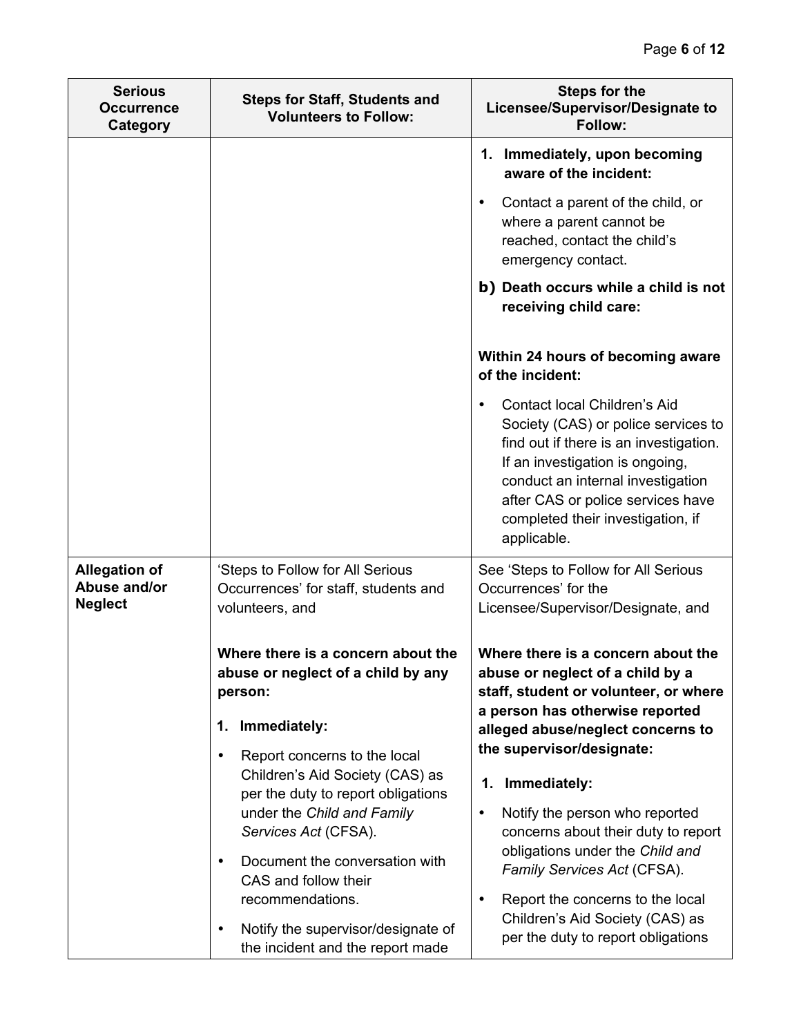| Serious Occurrence Category | Steps for Staff, Students and Volunteers to Follow: | Steps for the Licensee/Supervisor/Designate to Follow: |
|---|---|---|
| | | **1. Immediately, upon becoming aware of the incident:**<br>• Contact a parent of the child, or where a parent cannot be reached, contact the child's emergency contact.<br>**b) Death occurs while a child is not receiving child care:**<br>**Within 24 hours of becoming aware of the incident:**<br>• Contact local Children's Aid Society (CAS) or police services to find out if there is an investigation. If an investigation is ongoing, conduct an internal investigation after CAS or police services have completed their investigation, if applicable. |
| **Allegation of Abuse and/or Neglect** | 'Steps to Follow for All Serious Occurrences' for staff, students and volunteers, and<br>**Where there is a concern about the abuse or neglect of a child by any person:**<br>**1. Immediately:**<br>• Report concerns to the local Children's Aid Society (CAS) as per the duty to report obligations under the *Child and Family Services Act* (CFSA).<br>• Document the conversation with CAS and follow their recommendations.<br>• Notify the supervisor/designate of the incident and the report made | See 'Steps to Follow for All Serious Occurrences' for the Licensee/Supervisor/Designate, and<br>**Where there is a concern about the abuse or neglect of a child by a staff, student or volunteer, or where a person has otherwise reported alleged abuse/neglect concerns to the supervisor/designate:**<br>**1. Immediately:**<br>• Notify the person who reported concerns about their duty to report obligations under the *Child and Family Services Act* (CFSA).<br>• Report the concerns to the local Children's Aid Society (CAS) as per the duty to report obligations |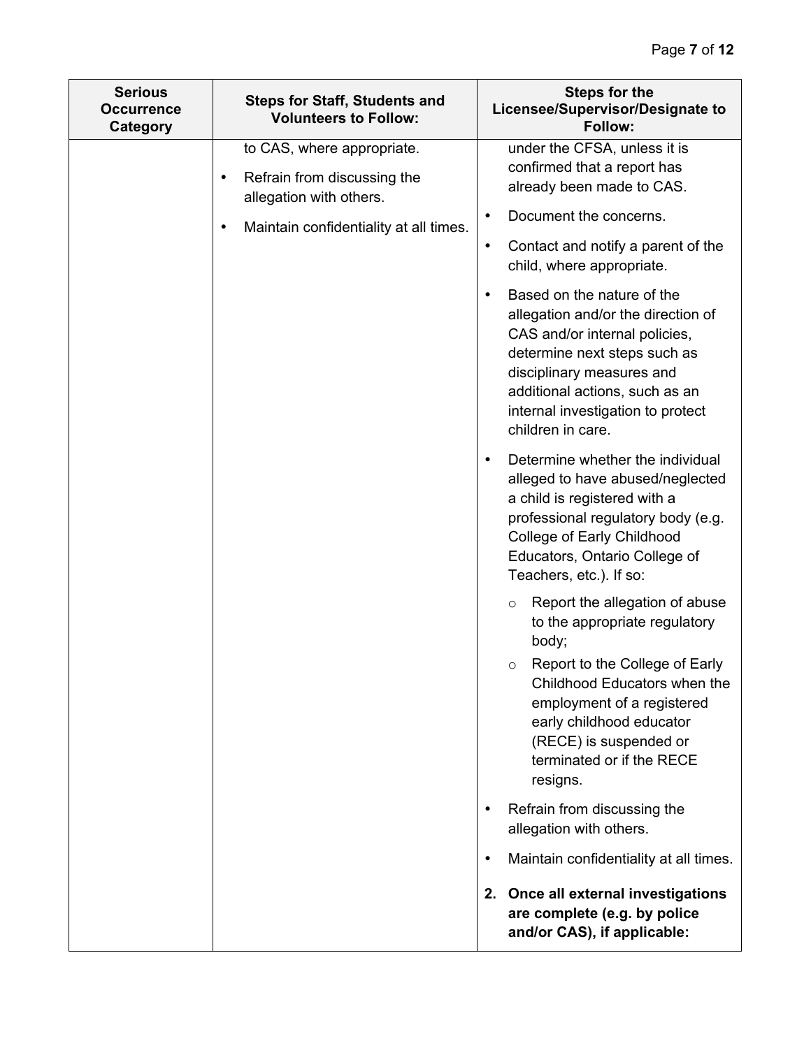| Serious Occurrence Category | Steps for Staff, Students and Volunteers to Follow: | Steps for the Licensee/Supervisor/Designate to Follow: |
| --- | --- | --- |
| | to CAS, where appropriate.<br>• Refrain from discussing the allegation with others.<br>• Maintain confidentiality at all times. | under the CFSA, unless it is confirmed that a report has already been made to CAS.<br>• Document the concerns.<br>• Contact and notify a parent of the child, where appropriate.<br>• Based on the nature of the allegation and/or the direction of CAS and/or internal policies, determine next steps such as disciplinary measures and additional actions, such as an internal investigation to protect children in care.<br>• Determine whether the individual alleged to have abused/neglected a child is registered with a professional regulatory body (e.g. College of Early Childhood Educators, Ontario College of Teachers, etc.). If so:<br>&nbsp;&nbsp;&nbsp;&nbsp;○ Report the allegation of abuse to the appropriate regulatory body;<br>&nbsp;&nbsp;&nbsp;&nbsp;○ Report to the College of Early Childhood Educators when the employment of a registered early childhood educator (RECE) is suspended or terminated or if the RECE resigns.<br>• Refrain from discussing the allegation with others.<br>• Maintain confidentiality at all times.<br>**2. Once all external investigations are complete (e.g. by police and/or CAS), if applicable:** |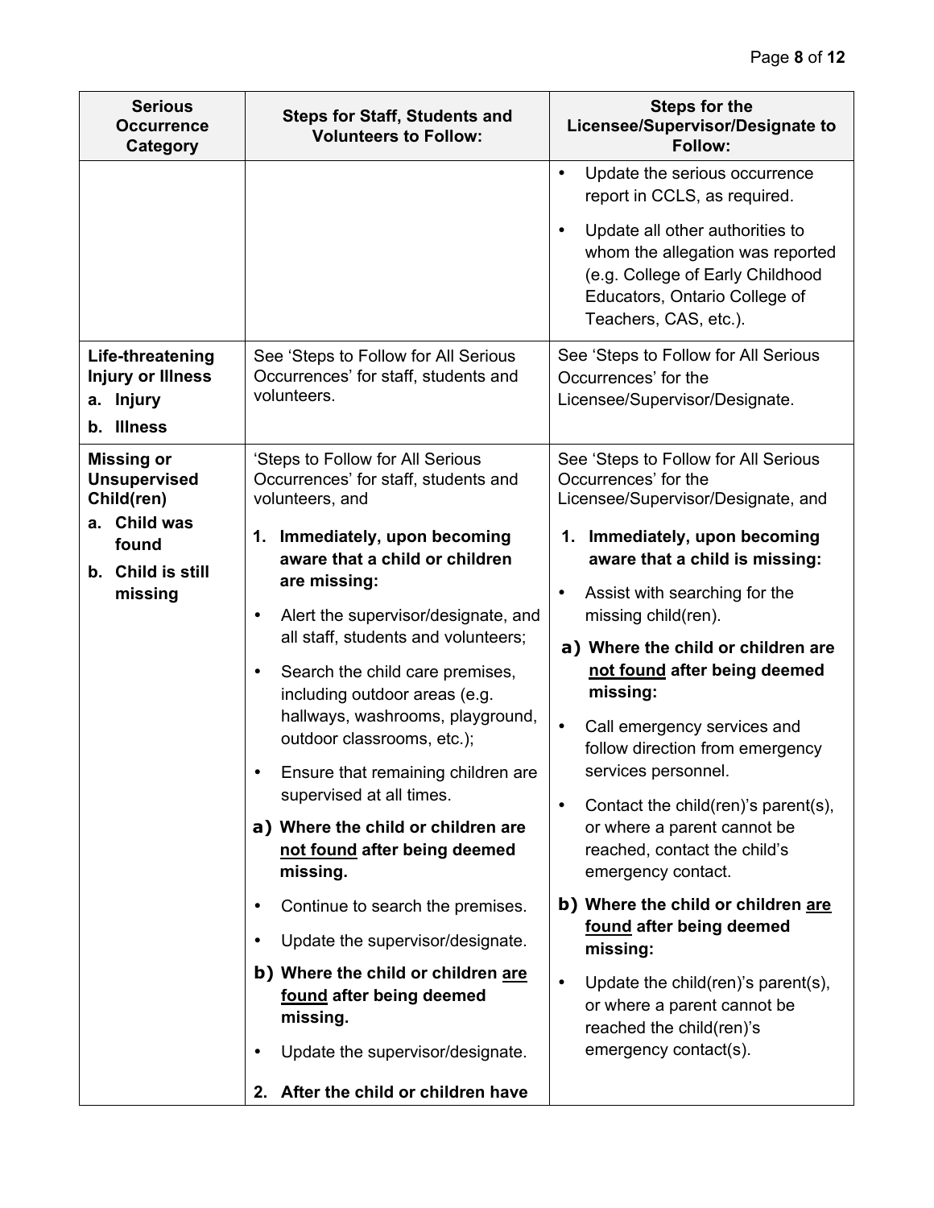| Serious Occurrence Category | Steps for Staff, Students and Volunteers to Follow: | Steps for the Licensee/Supervisor/Designate to Follow: |
|---|---|---|
| | | • Update the serious occurrence report in CCLS, as required.<br>• Update all other authorities to whom the allegation was reported (e.g. College of Early Childhood Educators, Ontario College of Teachers, CAS, etc.). |
| **Life-threatening Injury or Illness**<br>**a. Injury**<br>**b. Illness** | See 'Steps to Follow for All Serious Occurrences' for staff, students and volunteers. | See 'Steps to Follow for All Serious Occurrences' for the Licensee/Supervisor/Designate. |
| **Missing or Unsupervised Child(ren)**<br>**a. Child was found**<br>**b. Child is still missing** | 'Steps to Follow for All Serious Occurrences' for staff, students and volunteers, and<br>**1. Immediately, upon becoming aware that a child or children are missing:**<br>• Alert the supervisor/designate, and all staff, students and volunteers;<br>• Search the child care premises, including outdoor areas (e.g. hallways, washrooms, playground, outdoor classrooms, etc.);<br>• Ensure that remaining children are supervised at all times.<br>**a) Where the child or children are not found after being deemed missing.**<br>• Continue to search the premises.<br>• Update the supervisor/designate.<br>**b) Where the child or children are found after being deemed missing.**<br>• Update the supervisor/designate.<br>**2. After the child or children have** | See 'Steps to Follow for All Serious Occurrences' for the Licensee/Supervisor/Designate, and<br>**1. Immediately, upon becoming aware that a child is missing:**<br>• Assist with searching for the missing child(ren).<br>**a) Where the child or children are not found after being deemed missing:**<br>• Call emergency services and follow direction from emergency services personnel.<br>• Contact the child(ren)'s parent(s), or where a parent cannot be reached, contact the child's emergency contact.<br>**b) Where the child or children are found after being deemed missing:**<br>• Update the child(ren)'s parent(s), or where a parent cannot be reached the child(ren)'s emergency contact(s). |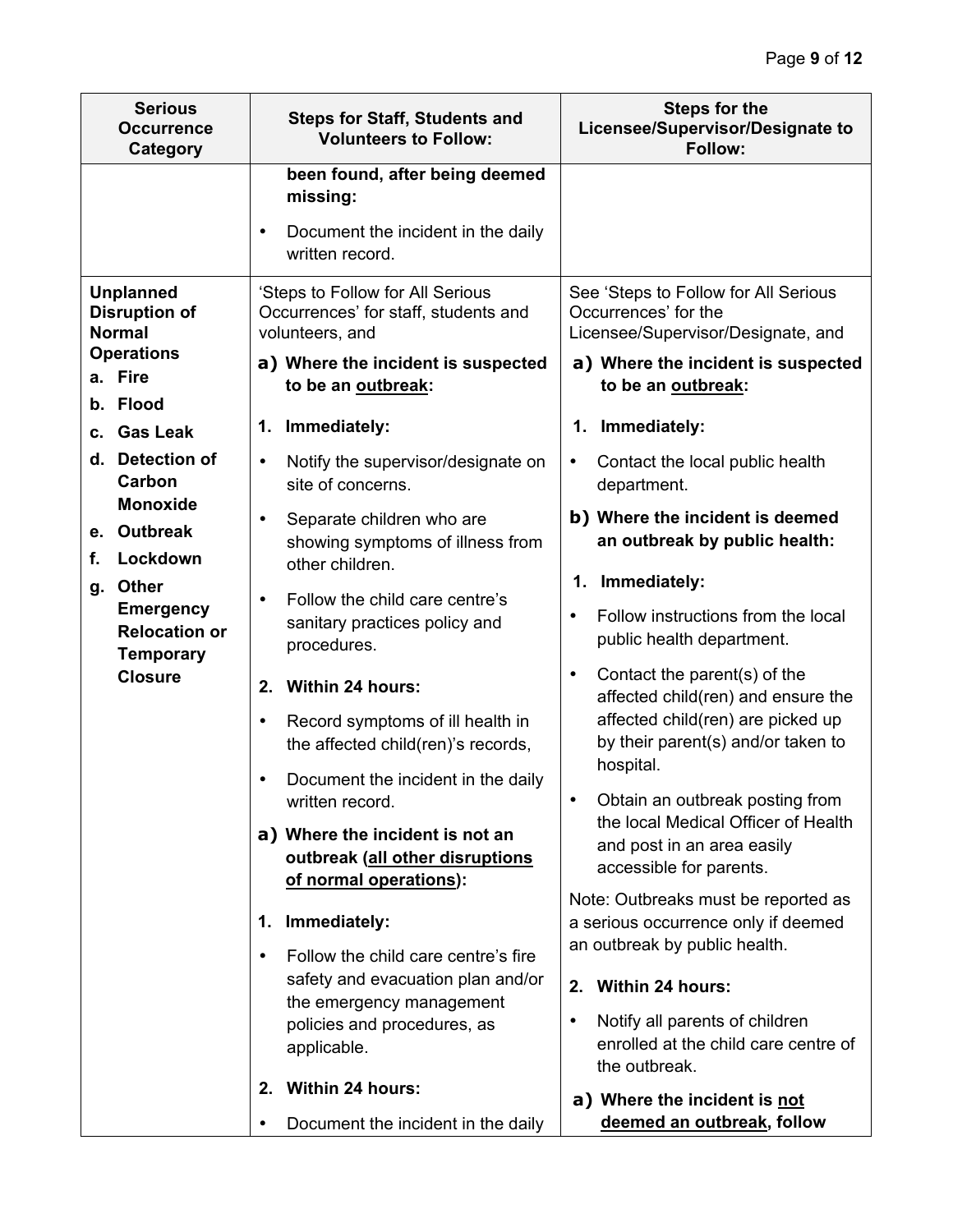| Serious Occurrence Category | Steps for Staff, Students and Volunteers to Follow: | Steps for the Licensee/Supervisor/Designate to Follow: |
| --- | --- | --- |
| | **been found, after being deemed missing:**<br>• Document the incident in the daily written record. | |
| **Unplanned Disruption of Normal Operations**<br>**a. Fire**<br>**b. Flood**<br>**c. Gas Leak**<br>**d. Detection of Carbon Monoxide**<br>**e. Outbreak**<br>**f. Lockdown**<br>**g. Other Emergency Relocation or Temporary Closure** | 'Steps to Follow for All Serious Occurrences' for staff, students and volunteers, and<br>**a) Where the incident is suspected to be an <u>outbreak</u>:**<br>**1. Immediately:**<br>• Notify the supervisor/designate on site of concerns.<br>• Separate children who are showing symptoms of illness from other children.<br>• Follow the child care centre's sanitary practices policy and procedures.<br>**2. Within 24 hours:**<br>• Record symptoms of ill health in the affected child(ren)'s records,<br>• Document the incident in the daily written record.<br>**a) Where the incident is not an outbreak (<u>all other disruptions of normal operations</u>):**<br>**1. Immediately:**<br>• Follow the child care centre's fire safety and evacuation plan and/or the emergency management policies and procedures, as applicable.<br>**2. Within 24 hours:**<br>• Document the incident in the daily | See 'Steps to Follow for All Serious Occurrences' for the Licensee/Supervisor/Designate, and<br>**a) Where the incident is suspected to be an <u>outbreak</u>:**<br>**1. Immediately:**<br>• Contact the local public health department.<br>**b) Where the incident is deemed an outbreak by public health:**<br>**1. Immediately:**<br>• Follow instructions from the local public health department.<br>• Contact the parent(s) of the affected child(ren) and ensure the affected child(ren) are picked up by their parent(s) and/or taken to hospital.<br>• Obtain an outbreak posting from the local Medical Officer of Health and post in an area easily accessible for parents.<br>Note: Outbreaks must be reported as a serious occurrence only if deemed an outbreak by public health.<br>**2. Within 24 hours:**<br>• Notify all parents of children enrolled at the child care centre of the outbreak.<br>**a) Where the incident is <u>not deemed an outbreak</u>, follow** |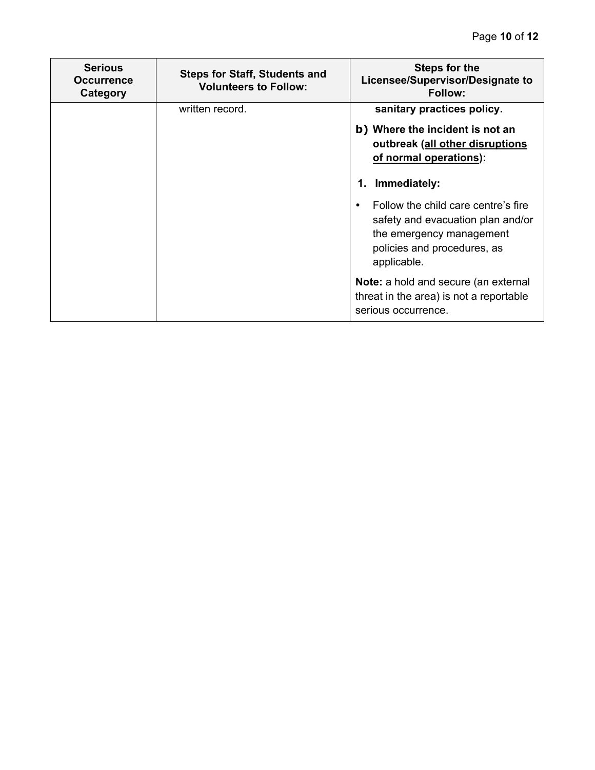| Serious Occurrence Category | Steps for Staff, Students and Volunteers to Follow: | Steps for the Licensee/Supervisor/Designate to Follow: |
| --- | --- | --- |
| | written record. | **sanitary practices policy.**<br><br>**b) Where the incident is not an outbreak (<u>all other disruptions of normal operations</u>):**<br><br>**1. Immediately:**<br><br>• Follow the child care centre's fire safety and evacuation plan and/or the emergency management policies and procedures, as applicable.<br><br>**Note:** a hold and secure (an external threat in the area) is not a reportable serious occurrence. |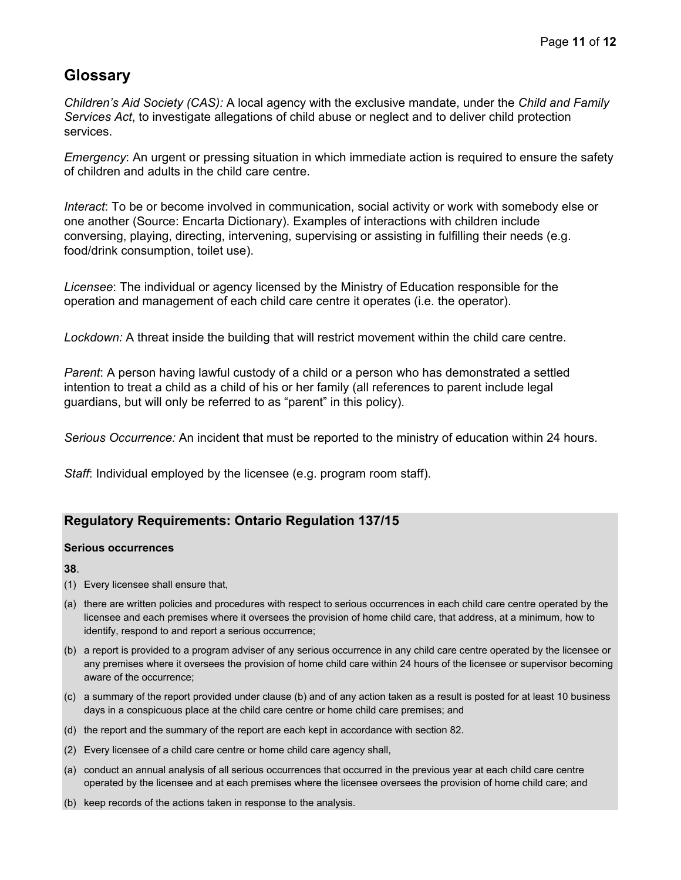## Glossary

*Children's Aid Society (CAS):* A local agency with the exclusive mandate, under the *Child and Family Services Act*, to investigate allegations of child abuse or neglect and to deliver child protection services.

*Emergency*: An urgent or pressing situation in which immediate action is required to ensure the safety of children and adults in the child care centre.

*Interact*: To be or become involved in communication, social activity or work with somebody else or one another (Source: Encarta Dictionary). Examples of interactions with children include conversing, playing, directing, intervening, supervising or assisting in fulfilling their needs (e.g. food/drink consumption, toilet use).

*Licensee*: The individual or agency licensed by the Ministry of Education responsible for the operation and management of each child care centre it operates (i.e. the operator).

*Lockdown:* A threat inside the building that will restrict movement within the child care centre.

*Parent*: A person having lawful custody of a child or a person who has demonstrated a settled intention to treat a child as a child of his or her family (all references to parent include legal guardians, but will only be referred to as "parent" in this policy).

*Serious Occurrence:* An incident that must be reported to the ministry of education within 24 hours.

*Staff*: Individual employed by the licensee (e.g. program room staff).

### Regulatory Requirements: Ontario Regulation 137/15

**Serious occurrences**

**38**.

(1) Every licensee shall ensure that,

(a) there are written policies and procedures with respect to serious occurrences in each child care centre operated by the licensee and each premises where it oversees the provision of home child care, that address, at a minimum, how to identify, respond to and report a serious occurrence;

(b) a report is provided to a program adviser of any serious occurrence in any child care centre operated by the licensee or any premises where it oversees the provision of home child care within 24 hours of the licensee or supervisor becoming aware of the occurrence;

(c) a summary of the report provided under clause (b) and of any action taken as a result is posted for at least 10 business days in a conspicuous place at the child care centre or home child care premises; and

(d) the report and the summary of the report are each kept in accordance with section 82.

(2) Every licensee of a child care centre or home child care agency shall,

(a) conduct an annual analysis of all serious occurrences that occurred in the previous year at each child care centre operated by the licensee and at each premises where the licensee oversees the provision of home child care; and

(b) keep records of the actions taken in response to the analysis.